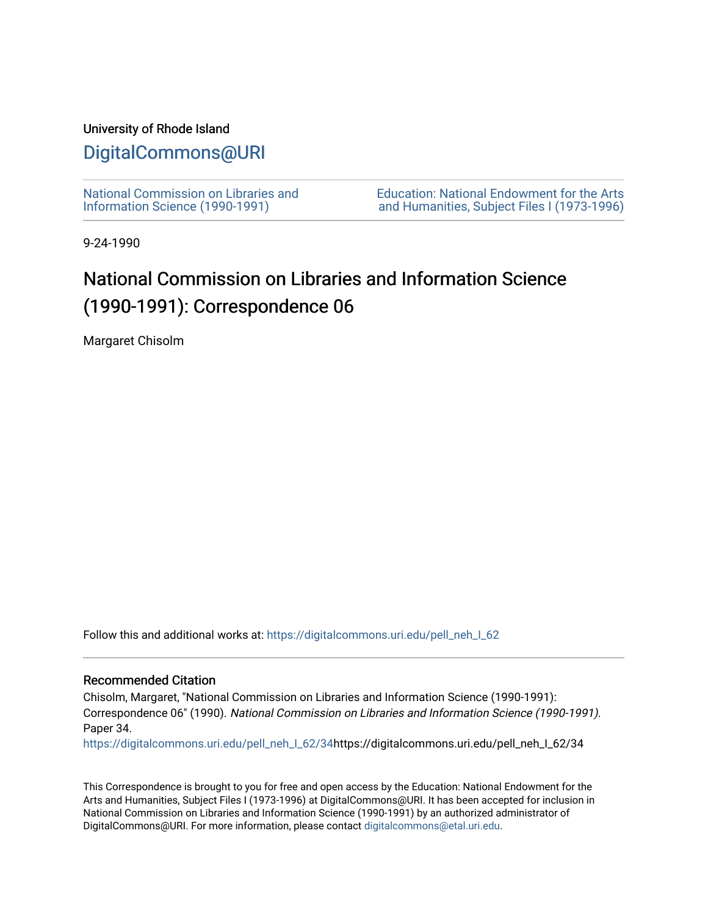University of Rhode Island

# DigitalCommons@URI

National Commission on Libraries and Information Science (1990-1991)

Education: National Endowment for the Arts and Humanities, Subject Files I (1973-1996)

9-24-1990

# National Commission on Libraries and Information Science (1990-1991): Correspondence 06

Margaret Chisolm

Follow this and additional works at: https://digitalcommons.uri.edu/pell_neh_I_62

## Recommended Citation

Chisolm, Margaret, "National Commission on Libraries and Information Science (1990-1991): Correspondence 06" (1990). *National Commission on Libraries and Information Science (1990-1991).* Paper 34.
https://digitalcommons.uri.edu/pell_neh_I_62/34https://digitalcommons.uri.edu/pell_neh_I_62/34

This Correspondence is brought to you for free and open access by the Education: National Endowment for the Arts and Humanities, Subject Files I (1973-1996) at DigitalCommons@URI. It has been accepted for inclusion in National Commission on Libraries and Information Science (1990-1991) by an authorized administrator of DigitalCommons@URI. For more information, please contact digitalcommons@etal.uri.edu.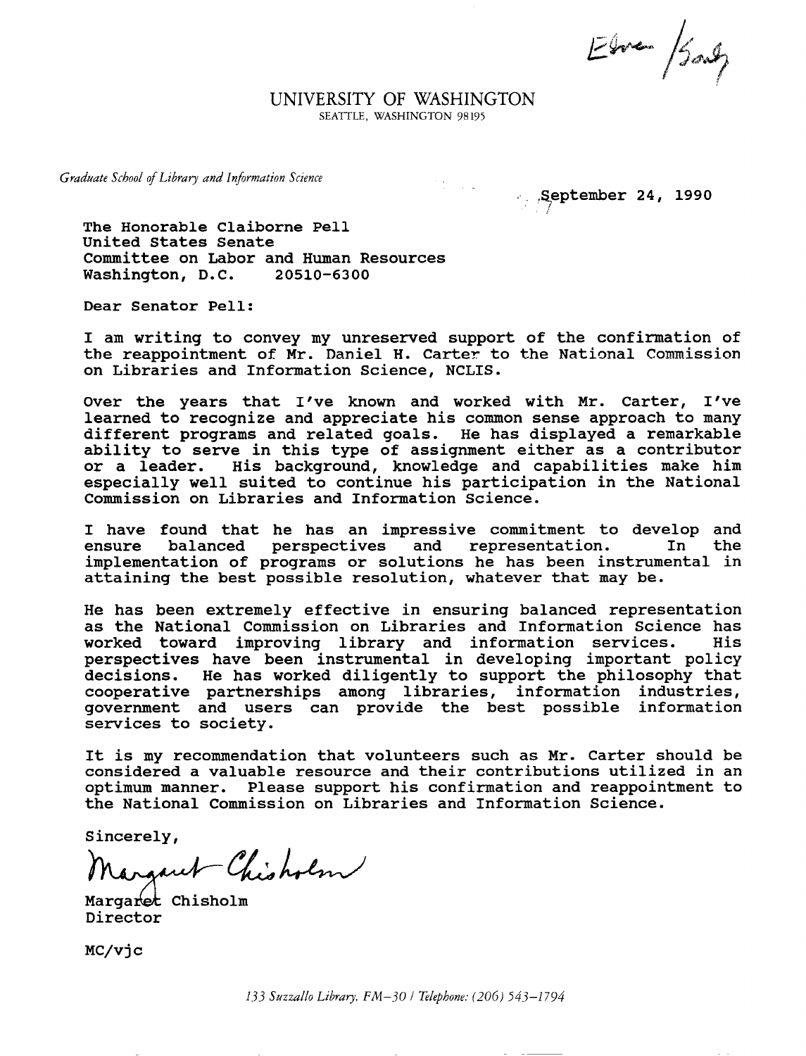Elve /Sandy

UNIVERSITY OF WASHINGTON
SEATTLE, WASHINGTON 98195

*Graduate School of Library and Information Science*

September 24, 1990

The Honorable Claiborne Pell
United States Senate
Committee on Labor and Human Resources
Washington, D.C. 20510-6300

Dear Senator Pell:

I am writing to convey my unreserved support of the confirmation of the reappointment of Mr. Daniel H. Carter to the National Commission on Libraries and Information Science, NCLIS.

Over the years that I've known and worked with Mr. Carter, I've learned to recognize and appreciate his common sense approach to many different programs and related goals. He has displayed a remarkable ability to serve in this type of assignment either as a contributor or a leader. His background, knowledge and capabilities make him especially well suited to continue his participation in the National Commission on Libraries and Information Science.

I have found that he has an impressive commitment to develop and ensure balanced perspectives and representation. In the implementation of programs or solutions he has been instrumental in attaining the best possible resolution, whatever that may be.

He has been extremely effective in ensuring balanced representation as the National Commission on Libraries and Information Science has worked toward improving library and information services. His perspectives have been instrumental in developing important policy decisions. He has worked diligently to support the philosophy that cooperative partnerships among libraries, information industries, government and users can provide the best possible information services to society.

It is my recommendation that volunteers such as Mr. Carter should be considered a valuable resource and their contributions utilized in an optimum manner. Please support his confirmation and reappointment to the National Commission on Libraries and Information Science.

Sincerely,

Margaret Chisholm

Margaret Chisholm
Director

MC/vjc

*133 Suzzallo Library, FM-30 / Telephone: (206) 543-1794*